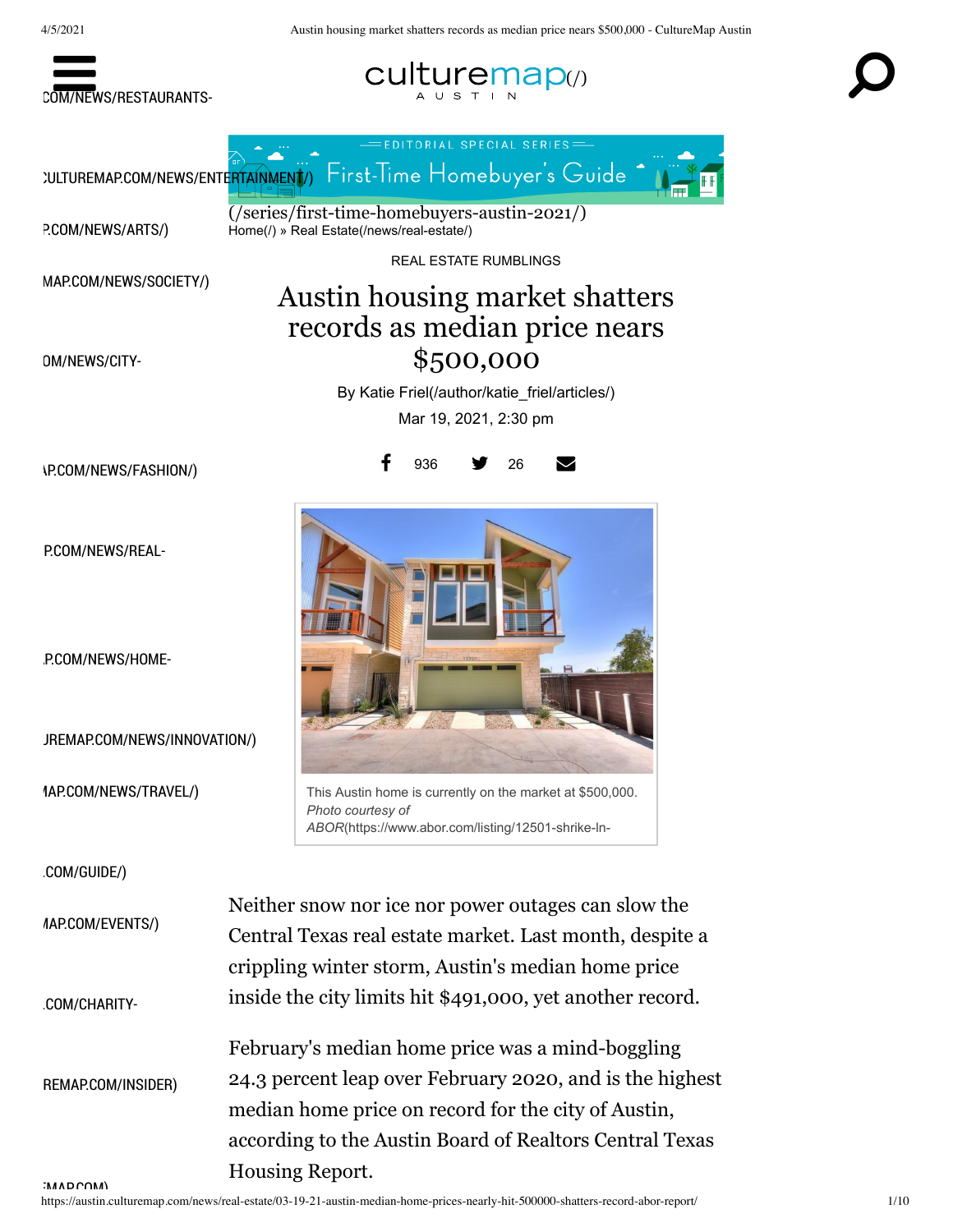(/series/first-time-homebuyers-austin-2021/)

Home(/) » Real Estate(/news/real-estate/)

REAL ESTATE RUMBLINGS

# Austin housing market shatters records as median price nears $500,000

By Katie Friel(/author/katie_friel/articles/)

Mar 19, 2021, 2:30 pm

This Austin home is currently on the market at $500,000. *Photo courtesy of ABOR*(https://www.abor.com/listing/12501-shrike-ln-

Neither snow nor ice nor power outages can slow the Central Texas real estate market. Last month, despite a crippling winter storm, Austin's median home price inside the city limits hit $491,000, yet another record.

February's median home price was a mind-boggling 24.3 percent leap over February 2020, and is the highest median home price on record for the city of Austin, according to the Austin Board of Realtors Central Texas Housing Report.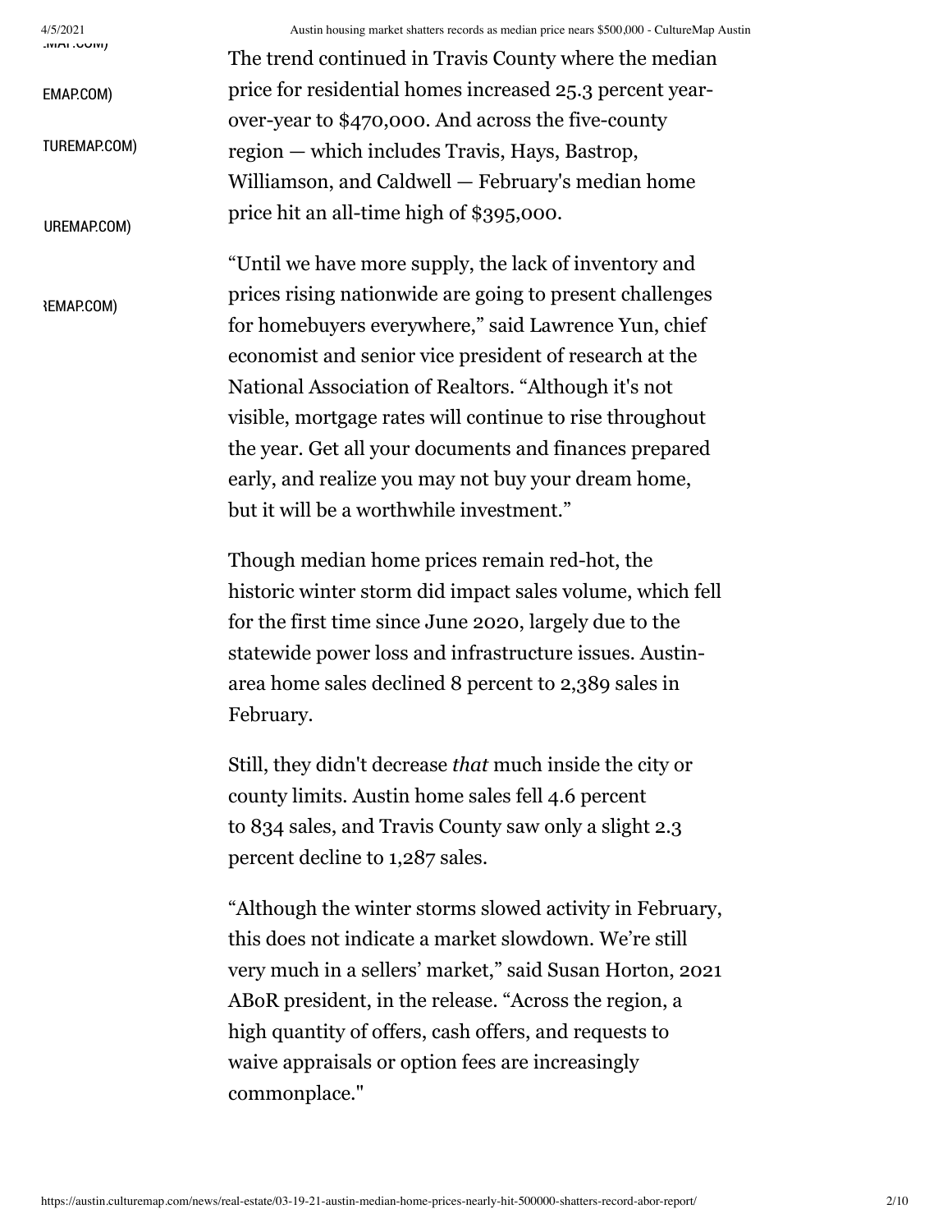The trend continued in Travis County where the median price for residential homes increased 25.3 percent year-over-year to $470,000. And across the five-county region — which includes Travis, Hays, Bastrop, Williamson, and Caldwell — February's median home price hit an all-time high of $395,000.

“Until we have more supply, the lack of inventory and prices rising nationwide are going to present challenges for homebuyers everywhere,” said Lawrence Yun, chief economist and senior vice president of research at the National Association of Realtors. “Although it's not visible, mortgage rates will continue to rise throughout the year. Get all your documents and finances prepared early, and realize you may not buy your dream home, but it will be a worthwhile investment.”

Though median home prices remain red-hot, the historic winter storm did impact sales volume, which fell for the first time since June 2020, largely due to the statewide power loss and infrastructure issues. Austin-area home sales declined 8 percent to 2,389 sales in February.

Still, they didn't decrease *that* much inside the city or county limits. Austin home sales fell 4.6 percent to 834 sales, and Travis County saw only a slight 2.3 percent decline to 1,287 sales.

“Although the winter storms slowed activity in February, this does not indicate a market slowdown. We’re still very much in a sellers’ market,” said Susan Horton, 2021 ABoR president, in the release. “Across the region, a high quantity of offers, cash offers, and requests to waive appraisals or option fees are increasingly commonplace."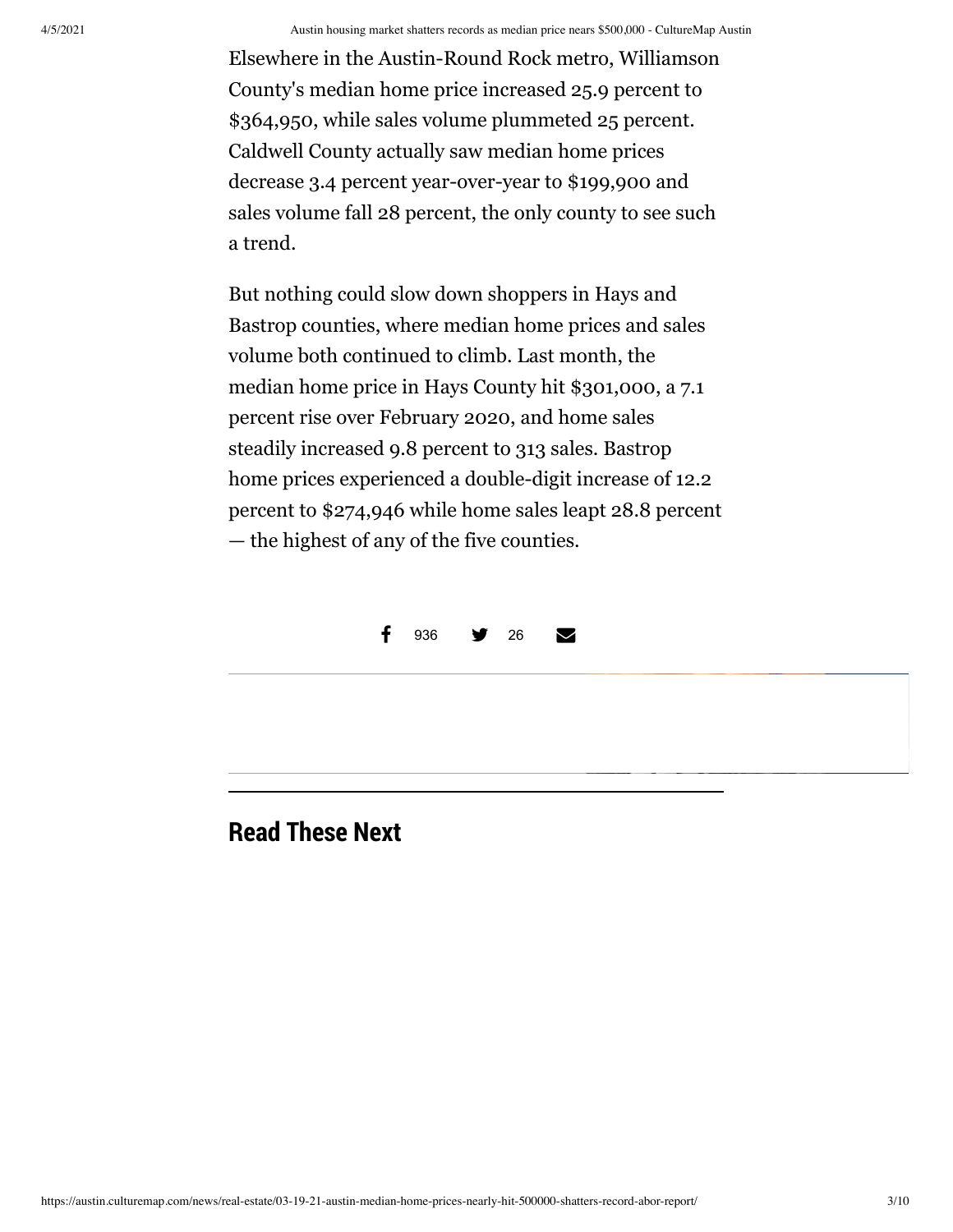Elsewhere in the Austin-Round Rock metro, Williamson County's median home price increased 25.9 percent to $364,950, while sales volume plummeted 25 percent. Caldwell County actually saw median home prices decrease 3.4 percent year-over-year to $199,900 and sales volume fall 28 percent, the only county to see such a trend.

But nothing could slow down shoppers in Hays and Bastrop counties, where median home prices and sales volume both continued to climb. Last month, the median home price in Hays County hit $301,000, a 7.1 percent rise over February 2020, and home sales steadily increased 9.8 percent to 313 sales. Bastrop home prices experienced a double-digit increase of 12.2 percent to $274,946 while home sales leapt 28.8 percent — the highest of any of the five counties.

936 26

## Read These Next